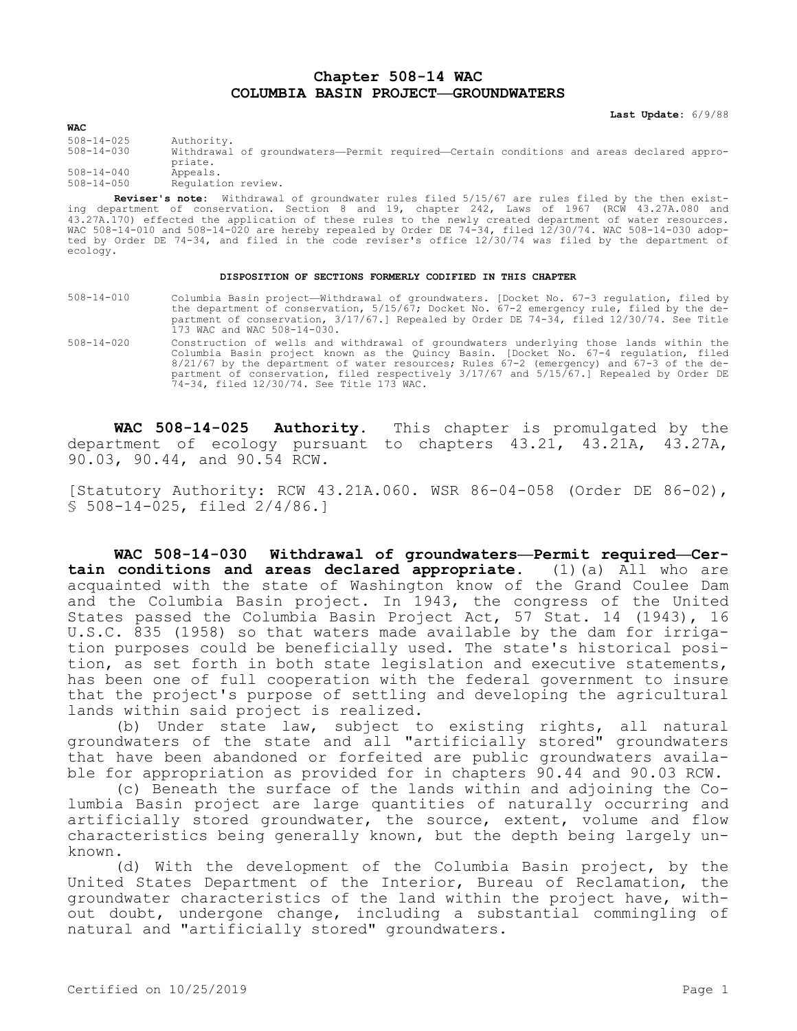# Chapter 508-14 WAC
# COLUMBIA BASIN PROJECT—GROUNDWATERS

**Last Update:** 6/9/88

**WAC**

| | |
|---|---|
| 508-14-025 | Authority. |
| 508-14-030 | Withdrawal of groundwaters—Permit required—Certain conditions and areas declared appropriate. |
| 508-14-040 | Appeals. |
| 508-14-050 | Regulation review. |

**Reviser's note:** Withdrawal of groundwater rules filed 5/15/67 are rules filed by the then existing department of conservation. Section 8 and 19, chapter 242, Laws of 1967 (RCW 43.27A.080 and 43.27A.170) effected the application of these rules to the newly created department of water resources. WAC 508-14-010 and 508-14-020 are hereby repealed by Order DE 74-34, filed 12/30/74. WAC 508-14-030 adopted by Order DE 74-34, and filed in the code reviser's office 12/30/74 was filed by the department of ecology.

**DISPOSITION OF SECTIONS FORMERLY CODIFIED IN THIS CHAPTER**

| | |
|---|---|
| 508-14-010 | Columbia Basin project—Withdrawal of groundwaters. [Docket No. 67-3 regulation, filed by the department of conservation, 5/15/67; Docket No. 67-2 emergency rule, filed by the department of conservation, 3/17/67.] Repealed by Order DE 74-34, filed 12/30/74. See Title 173 WAC and WAC 508-14-030. |
| 508-14-020 | Construction of wells and withdrawal of groundwaters underlying those lands within the Columbia Basin project known as the Quincy Basin. [Docket No. 67-4 regulation, filed 8/21/67 by the department of water resources; Rules 67-2 (emergency) and 67-3 of the department of conservation, filed respectively 3/17/67 and 5/15/67.] Repealed by Order DE 74-34, filed 12/30/74. See Title 173 WAC. |

**WAC 508-14-025 Authority.** This chapter is promulgated by the department of ecology pursuant to chapters 43.21, 43.21A, 43.27A, 90.03, 90.44, and 90.54 RCW.

[Statutory Authority: RCW 43.21A.060. WSR 86-04-058 (Order DE 86-02), § 508-14-025, filed 2/4/86.]

**WAC 508-14-030 Withdrawal of groundwaters—Permit required—Certain conditions and areas declared appropriate.** (1)(a) All who are acquainted with the state of Washington know of the Grand Coulee Dam and the Columbia Basin project. In 1943, the congress of the United States passed the Columbia Basin Project Act, 57 Stat. 14 (1943), 16 U.S.C. 835 (1958) so that waters made available by the dam for irrigation purposes could be beneficially used. The state's historical position, as set forth in both state legislation and executive statements, has been one of full cooperation with the federal government to insure that the project's purpose of settling and developing the agricultural lands within said project is realized.

(b) Under state law, subject to existing rights, all natural groundwaters of the state and all "artificially stored" groundwaters that have been abandoned or forfeited are public groundwaters available for appropriation as provided for in chapters 90.44 and 90.03 RCW.

(c) Beneath the surface of the lands within and adjoining the Columbia Basin project are large quantities of naturally occurring and artificially stored groundwater, the source, extent, volume and flow characteristics being generally known, but the depth being largely unknown.

(d) With the development of the Columbia Basin project, by the United States Department of the Interior, Bureau of Reclamation, the groundwater characteristics of the land within the project have, without doubt, undergone change, including a substantial commingling of natural and "artificially stored" groundwaters.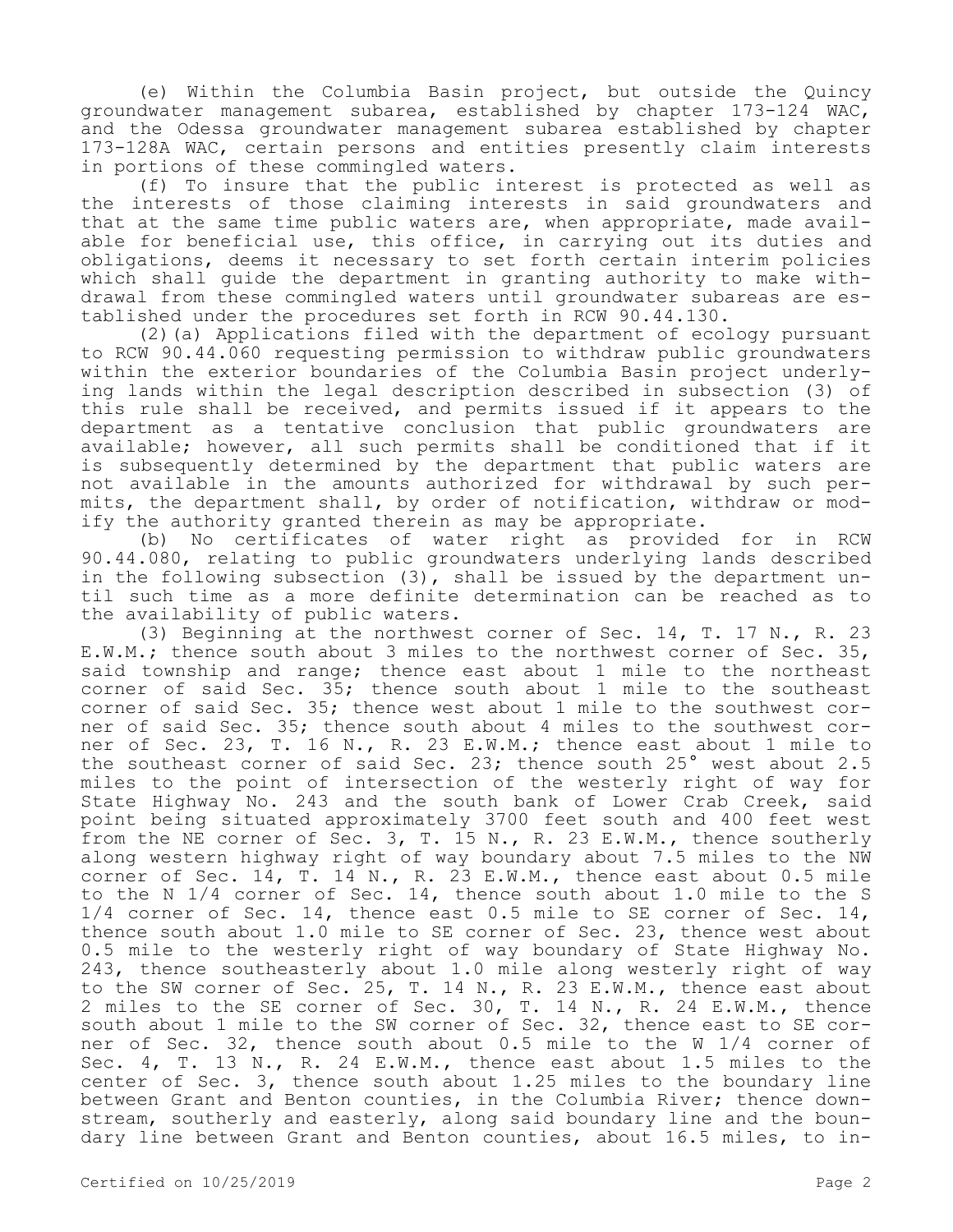(e) Within the Columbia Basin project, but outside the Quincy groundwater management subarea, established by chapter 173-124 WAC, and the Odessa groundwater management subarea established by chapter 173-128A WAC, certain persons and entities presently claim interests in portions of these commingled waters.

(f) To insure that the public interest is protected as well as the interests of those claiming interests in said groundwaters and that at the same time public waters are, when appropriate, made available for beneficial use, this office, in carrying out its duties and obligations, deems it necessary to set forth certain interim policies which shall guide the department in granting authority to make withdrawal from these commingled waters until groundwater subareas are established under the procedures set forth in RCW 90.44.130.

(2)(a) Applications filed with the department of ecology pursuant to RCW 90.44.060 requesting permission to withdraw public groundwaters within the exterior boundaries of the Columbia Basin project underlying lands within the legal description described in subsection (3) of this rule shall be received, and permits issued if it appears to the department as a tentative conclusion that public groundwaters are available; however, all such permits shall be conditioned that if it is subsequently determined by the department that public waters are not available in the amounts authorized for withdrawal by such permits, the department shall, by order of notification, withdraw or modify the authority granted therein as may be appropriate.

(b) No certificates of water right as provided for in RCW 90.44.080, relating to public groundwaters underlying lands described in the following subsection (3), shall be issued by the department until such time as a more definite determination can be reached as to the availability of public waters.

(3) Beginning at the northwest corner of Sec. 14, T. 17 N., R. 23 E.W.M.; thence south about 3 miles to the northwest corner of Sec. 35, said township and range; thence east about 1 mile to the northeast corner of said Sec. 35; thence south about 1 mile to the southeast corner of said Sec. 35; thence west about 1 mile to the southwest corner of said Sec. 35; thence south about 4 miles to the southwest corner of Sec. 23, T. 16 N., R. 23 E.W.M.; thence east about 1 mile to the southeast corner of said Sec. 23; thence south 25° west about 2.5 miles to the point of intersection of the westerly right of way for State Highway No. 243 and the south bank of Lower Crab Creek, said point being situated approximately 3700 feet south and 400 feet west from the NE corner of Sec. 3, T. 15 N., R. 23 E.W.M., thence southerly along western highway right of way boundary about 7.5 miles to the NW corner of Sec. 14, T. 14 N., R. 23 E.W.M., thence east about 0.5 mile to the N 1/4 corner of Sec. 14, thence south about 1.0 mile to the S 1/4 corner of Sec. 14, thence east 0.5 mile to SE corner of Sec. 14, thence south about 1.0 mile to SE corner of Sec. 23, thence west about 0.5 mile to the westerly right of way boundary of State Highway No. 243, thence southeasterly about 1.0 mile along westerly right of way to the SW corner of Sec. 25, T. 14 N., R. 23 E.W.M., thence east about 2 miles to the SE corner of Sec. 30, T. 14 N., R. 24 E.W.M., thence south about 1 mile to the SW corner of Sec. 32, thence east to SE corner of Sec. 32, thence south about 0.5 mile to the W 1/4 corner of Sec. 4, T. 13 N., R. 24 E.W.M., thence east about 1.5 miles to the center of Sec. 3, thence south about 1.25 miles to the boundary line between Grant and Benton counties, in the Columbia River; thence downstream, southerly and easterly, along said boundary line and the boundary line between Grant and Benton counties, about 16.5 miles, to in-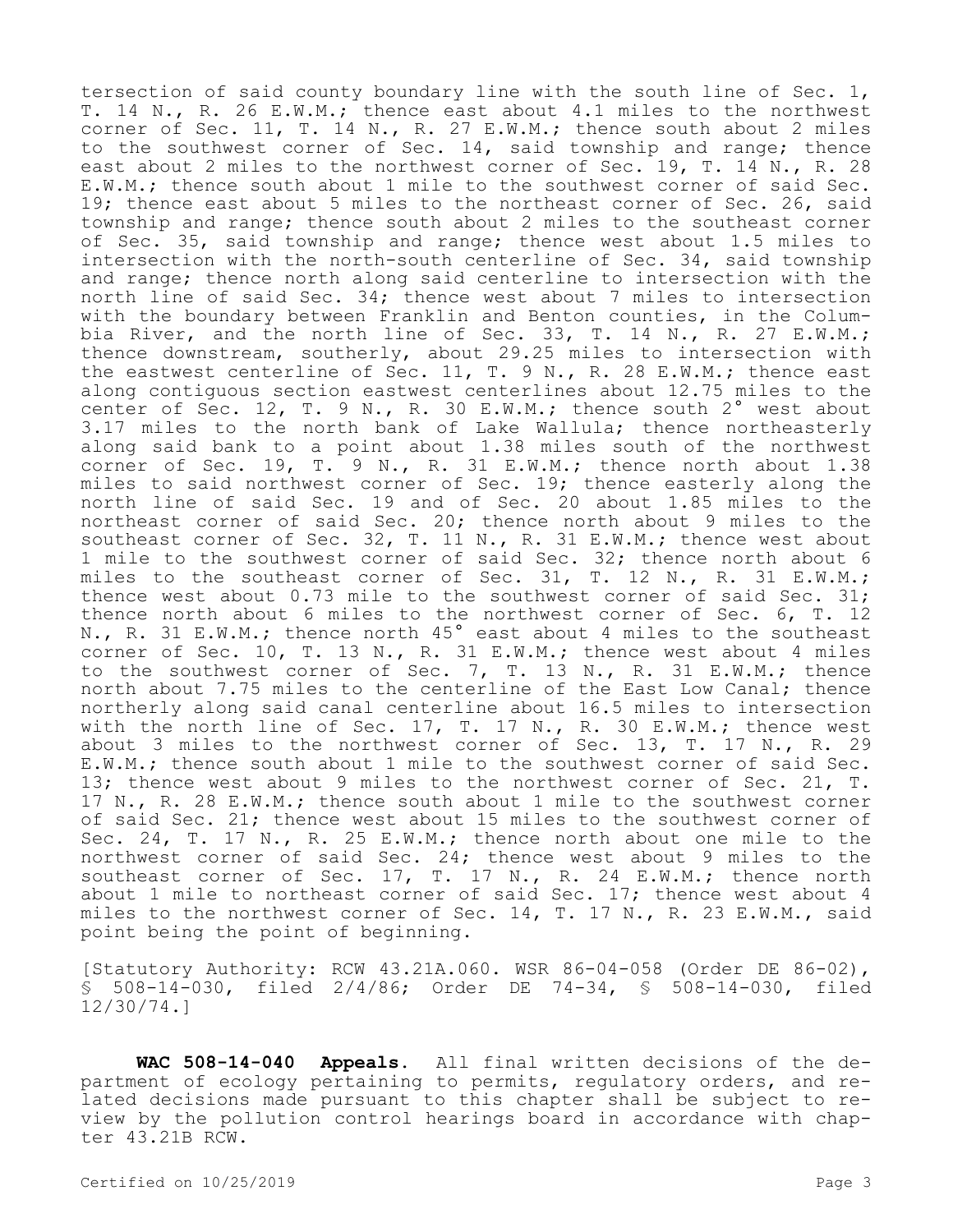tersection of said county boundary line with the south line of Sec. 1, T. 14 N., R. 26 E.W.M.; thence east about 4.1 miles to the northwest corner of Sec. 11, T. 14 N., R. 27 E.W.M.; thence south about 2 miles to the southwest corner of Sec. 14, said township and range; thence east about 2 miles to the northwest corner of Sec. 19, T. 14 N., R. 28 E.W.M.; thence south about 1 mile to the southwest corner of said Sec. 19; thence east about 5 miles to the northeast corner of Sec. 26, said township and range; thence south about 2 miles to the southeast corner of Sec. 35, said township and range; thence west about 1.5 miles to intersection with the north-south centerline of Sec. 34, said township and range; thence north along said centerline to intersection with the north line of said Sec. 34; thence west about 7 miles to intersection with the boundary between Franklin and Benton counties, in the Columbia River, and the north line of Sec. 33, T. 14 N., R. 27 E.W.M.; thence downstream, southerly, about 29.25 miles to intersection with the eastwest centerline of Sec. 11, T. 9 N., R. 28 E.W.M.; thence east along contiguous section eastwest centerlines about 12.75 miles to the center of Sec. 12, T. 9 N., R. 30 E.W.M.; thence south 2° west about 3.17 miles to the north bank of Lake Wallula; thence northeasterly along said bank to a point about 1.38 miles south of the northwest corner of Sec. 19, T. 9 N., R. 31 E.W.M.; thence north about 1.38 miles to said northwest corner of Sec. 19; thence easterly along the north line of said Sec. 19 and of Sec. 20 about 1.85 miles to the northeast corner of said Sec. 20; thence north about 9 miles to the southeast corner of Sec. 32, T. 11 N., R. 31 E.W.M.; thence west about 1 mile to the southwest corner of said Sec. 32; thence north about 6 miles to the southeast corner of Sec. 31, T. 12 N., R. 31 E.W.M.; thence west about 0.73 mile to the southwest corner of said Sec. 31; thence north about 6 miles to the northwest corner of Sec. 6, T. 12 N., R. 31 E.W.M.; thence north 45° east about 4 miles to the southeast corner of Sec. 10, T. 13 N., R. 31 E.W.M.; thence west about 4 miles to the southwest corner of Sec. 7, T. 13 N., R. 31 E.W.M.; thence north about 7.75 miles to the centerline of the East Low Canal; thence northerly along said canal centerline about 16.5 miles to intersection with the north line of Sec. 17, T. 17 N., R. 30 E.W.M.; thence west about 3 miles to the northwest corner of Sec. 13, T. 17 N., R. 29 E.W.M.; thence south about 1 mile to the southwest corner of said Sec. 13; thence west about 9 miles to the northwest corner of Sec. 21, T. 17 N., R. 28 E.W.M.; thence south about 1 mile to the southwest corner of said Sec. 21; thence west about 15 miles to the southwest corner of Sec. 24, T. 17 N., R. 25 E.W.M.; thence north about one mile to the northwest corner of said Sec. 24; thence west about 9 miles to the southeast corner of Sec. 17, T. 17 N., R. 24 E.W.M.; thence north about 1 mile to northeast corner of said Sec. 17; thence west about 4 miles to the northwest corner of Sec. 14, T. 17 N., R. 23 E.W.M., said point being the point of beginning.

[Statutory Authority: RCW 43.21A.060. WSR 86-04-058 (Order DE 86-02), § 508-14-030, filed 2/4/86; Order DE 74-34, § 508-14-030, filed 12/30/74.]

**WAC 508-14-040 Appeals.** All final written decisions of the department of ecology pertaining to permits, regulatory orders, and related decisions made pursuant to this chapter shall be subject to review by the pollution control hearings board in accordance with chapter 43.21B RCW.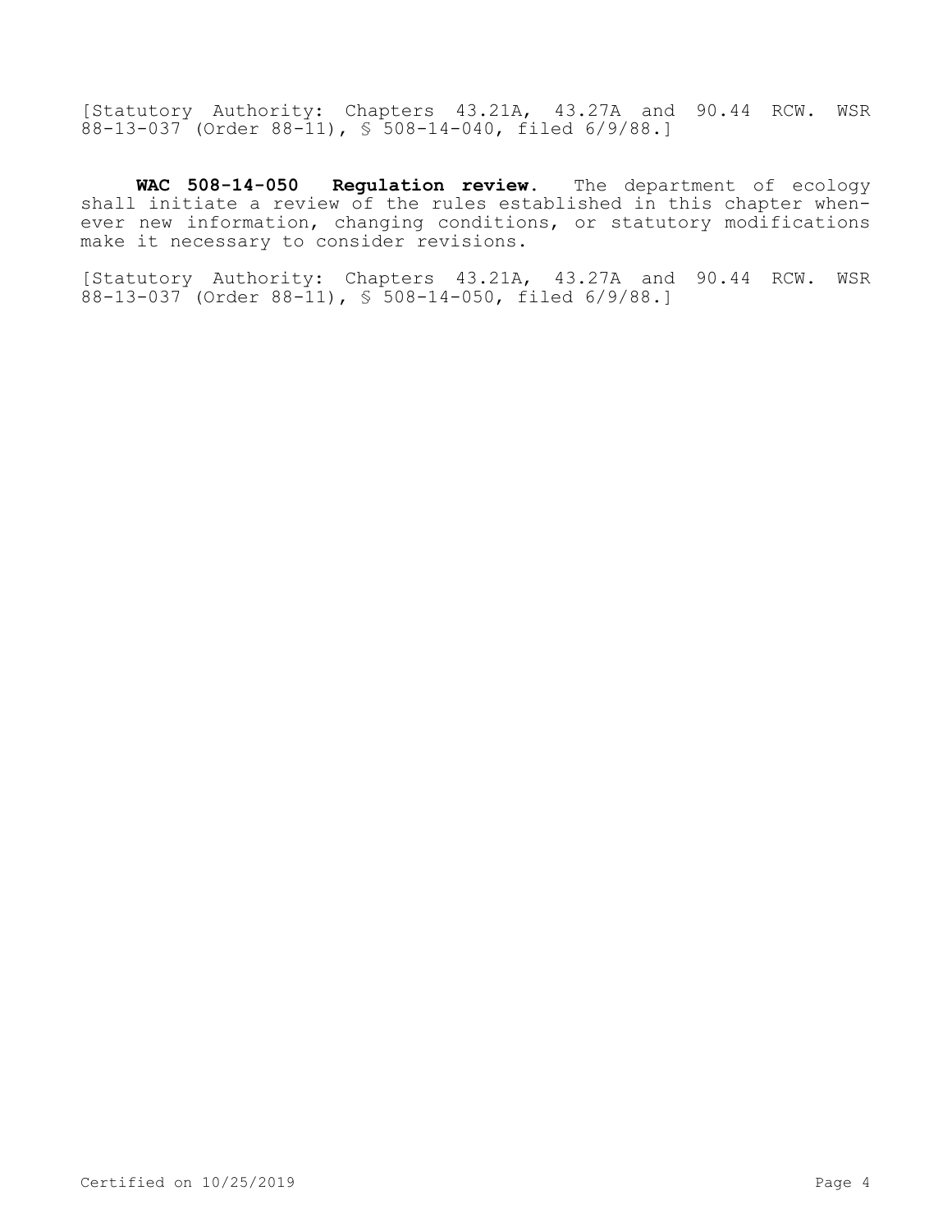[Statutory Authority: Chapters 43.21A, 43.27A and 90.44 RCW. WSR 88-13-037 (Order 88-11), § 508-14-040, filed 6/9/88.]

**WAC 508-14-050 Regulation review.** The department of ecology shall initiate a review of the rules established in this chapter whenever new information, changing conditions, or statutory modifications make it necessary to consider revisions.

[Statutory Authority: Chapters 43.21A, 43.27A and 90.44 RCW. WSR 88-13-037 (Order 88-11), § 508-14-050, filed 6/9/88.]